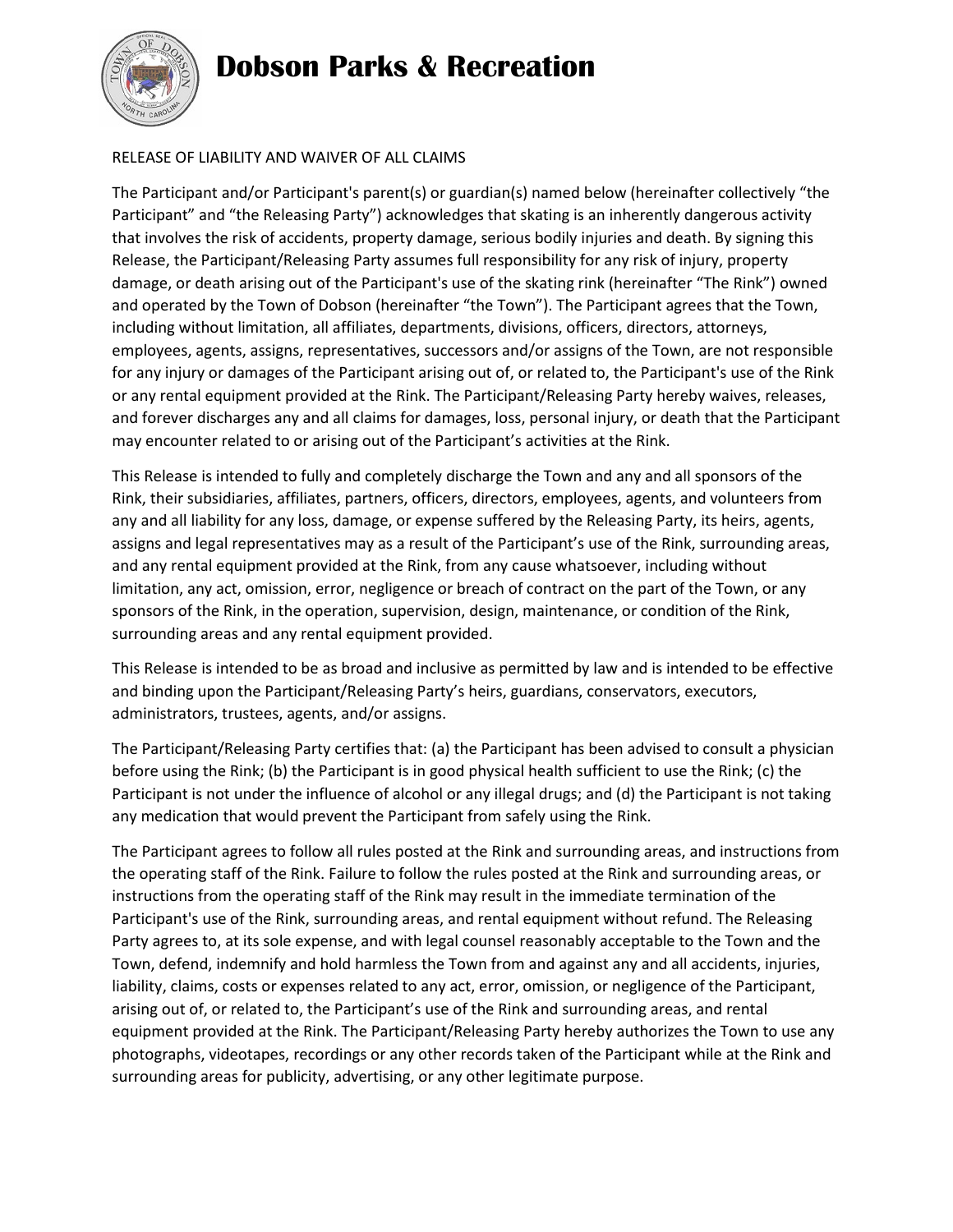# Dobson Parks & Recreation

RELEASE OF LIABILITY AND WAIVER OF ALL CLAIMS

The Participant and/or Participant's parent(s) or guardian(s) named below (hereinafter collectively "the Participant" and "the Releasing Party") acknowledges that skating is an inherently dangerous activity that involves the risk of accidents, property damage, serious bodily injuries and death. By signing this Release, the Participant/Releasing Party assumes full responsibility for any risk of injury, property damage, or death arising out of the Participant's use of the skating rink (hereinafter "The Rink") owned and operated by the Town of Dobson (hereinafter "the Town"). The Participant agrees that the Town, including without limitation, all affiliates, departments, divisions, officers, directors, attorneys, employees, agents, assigns, representatives, successors and/or assigns of the Town, are not responsible for any injury or damages of the Participant arising out of, or related to, the Participant's use of the Rink or any rental equipment provided at the Rink. The Participant/Releasing Party hereby waives, releases, and forever discharges any and all claims for damages, loss, personal injury, or death that the Participant may encounter related to or arising out of the Participant's activities at the Rink.

This Release is intended to fully and completely discharge the Town and any and all sponsors of the Rink, their subsidiaries, affiliates, partners, officers, directors, employees, agents, and volunteers from any and all liability for any loss, damage, or expense suffered by the Releasing Party, its heirs, agents, assigns and legal representatives may as a result of the Participant's use of the Rink, surrounding areas, and any rental equipment provided at the Rink, from any cause whatsoever, including without limitation, any act, omission, error, negligence or breach of contract on the part of the Town, or any sponsors of the Rink, in the operation, supervision, design, maintenance, or condition of the Rink, surrounding areas and any rental equipment provided.

This Release is intended to be as broad and inclusive as permitted by law and is intended to be effective and binding upon the Participant/Releasing Party's heirs, guardians, conservators, executors, administrators, trustees, agents, and/or assigns.

The Participant/Releasing Party certifies that: (a) the Participant has been advised to consult a physician before using the Rink; (b) the Participant is in good physical health sufficient to use the Rink; (c) the Participant is not under the influence of alcohol or any illegal drugs; and (d) the Participant is not taking any medication that would prevent the Participant from safely using the Rink.

The Participant agrees to follow all rules posted at the Rink and surrounding areas, and instructions from the operating staff of the Rink. Failure to follow the rules posted at the Rink and surrounding areas, or instructions from the operating staff of the Rink may result in the immediate termination of the Participant's use of the Rink, surrounding areas, and rental equipment without refund. The Releasing Party agrees to, at its sole expense, and with legal counsel reasonably acceptable to the Town and the Town, defend, indemnify and hold harmless the Town from and against any and all accidents, injuries, liability, claims, costs or expenses related to any act, error, omission, or negligence of the Participant, arising out of, or related to, the Participant's use of the Rink and surrounding areas, and rental equipment provided at the Rink. The Participant/Releasing Party hereby authorizes the Town to use any photographs, videotapes, recordings or any other records taken of the Participant while at the Rink and surrounding areas for publicity, advertising, or any other legitimate purpose.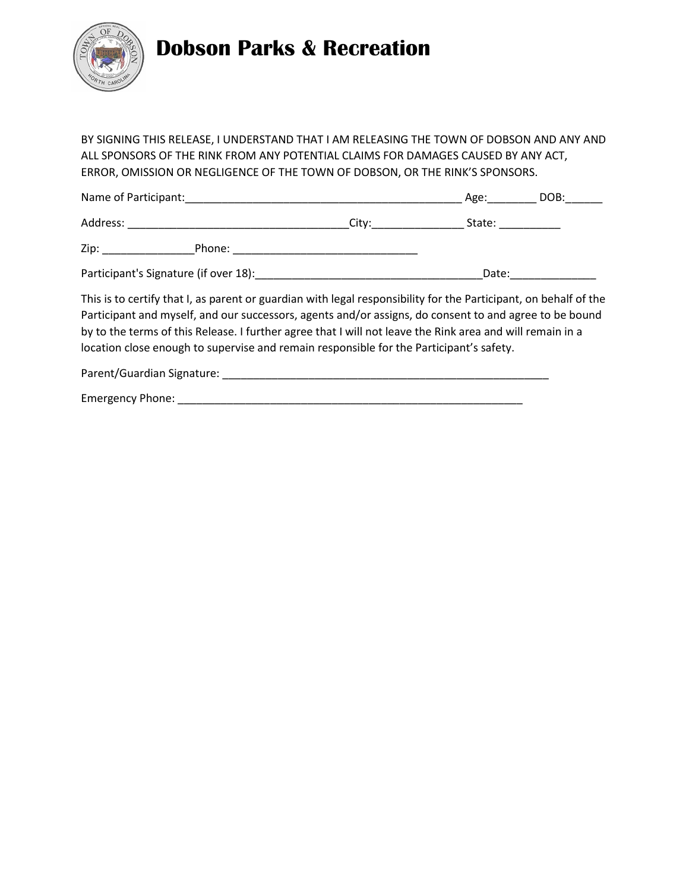# Dobson Parks & Recreation

BY SIGNING THIS RELEASE, I UNDERSTAND THAT I AM RELEASING THE TOWN OF DOBSON AND ANY AND ALL SPONSORS OF THE RINK FROM ANY POTENTIAL CLAIMS FOR DAMAGES CAUSED BY ANY ACT, ERROR, OMISSION OR NEGLIGENCE OF THE TOWN OF DOBSON, OR THE RINK'S SPONSORS.

Name of Participant:_______________________________________________ Age:________ DOB:______

Address: _____________________________________City:_______________ State: __________

Zip: _______________Phone: ______________________________

Participant's Signature (if over 18):_____________________________________Date:______________

This is to certify that I, as parent or guardian with legal responsibility for the Participant, on behalf of the Participant and myself, and our successors, agents and/or assigns, do consent to and agree to be bound by to the terms of this Release. I further agree that I will not leave the Rink area and will remain in a location close enough to supervise and remain responsible for the Participant's safety.

Parent/Guardian Signature: _______________________________________________________

Emergency Phone: __________________________________________________________